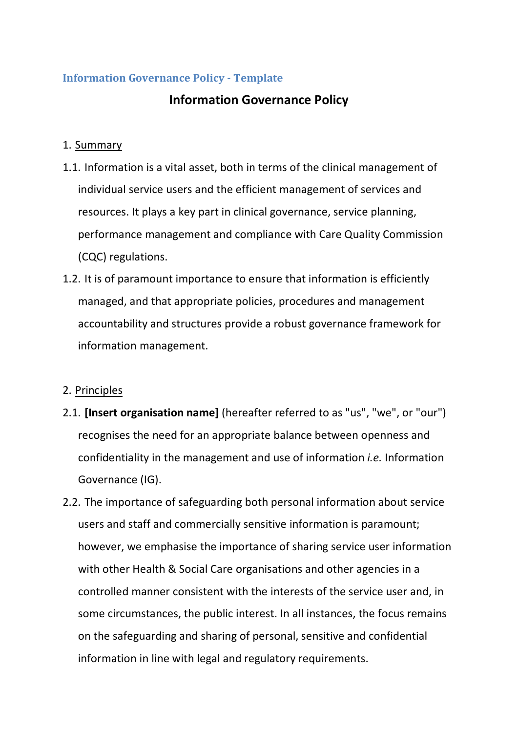**Information Governance Policy - Template**

# Information Governance Policy

## 1. Summary

1.1. Information is a vital asset, both in terms of the clinical management of individual service users and the efficient management of services and resources. It plays a key part in clinical governance, service planning, performance management and compliance with Care Quality Commission (CQC) regulations.

1.2. It is of paramount importance to ensure that information is efficiently managed, and that appropriate policies, procedures and management accountability and structures provide a robust governance framework for information management.

## 2. Principles

2.1. **[Insert organisation name]** (hereafter referred to as "us", "we", or "our") recognises the need for an appropriate balance between openness and confidentiality in the management and use of information *i.e.* Information Governance (IG).

2.2. The importance of safeguarding both personal information about service users and staff and commercially sensitive information is paramount; however, we emphasise the importance of sharing service user information with other Health & Social Care organisations and other agencies in a controlled manner consistent with the interests of the service user and, in some circumstances, the public interest. In all instances, the focus remains on the safeguarding and sharing of personal, sensitive and confidential information in line with legal and regulatory requirements.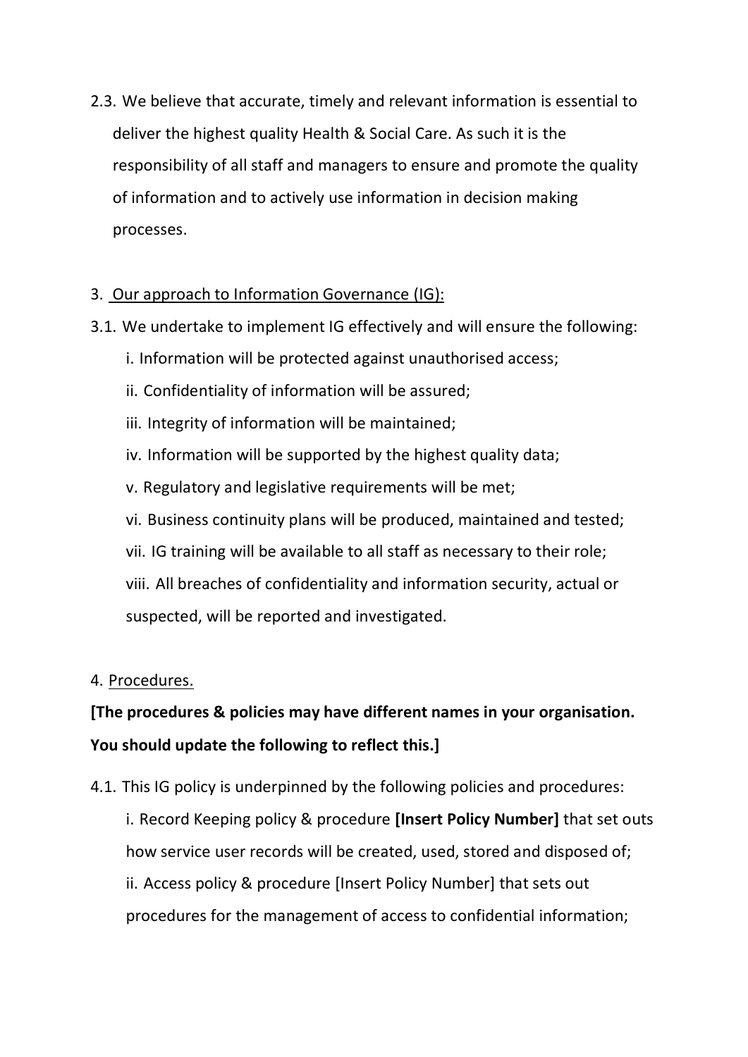2.3. We believe that accurate, timely and relevant information is essential to deliver the highest quality Health & Social Care. As such it is the responsibility of all staff and managers to ensure and promote the quality of information and to actively use information in decision making processes.

3. <u>Our approach to Information Governance (IG):</u>

3.1. We undertake to implement IG effectively and will ensure the following:

   i. Information will be protected against unauthorised access;

   ii. Confidentiality of information will be assured;

   iii. Integrity of information will be maintained;

   iv. Information will be supported by the highest quality data;

   v. Regulatory and legislative requirements will be met;

   vi. Business continuity plans will be produced, maintained and tested;

   vii. IG training will be available to all staff as necessary to their role;

   viii. All breaches of confidentiality and information security, actual or suspected, will be reported and investigated.

4. <u>Procedures.</u>

**[The procedures & policies may have different names in your organisation. You should update the following to reflect this.]**

4.1. This IG policy is underpinned by the following policies and procedures:

   i. Record Keeping policy & procedure **[Insert Policy Number]** that set outs how service user records will be created, used, stored and disposed of;

   ii. Access policy & procedure [Insert Policy Number] that sets out procedures for the management of access to confidential information;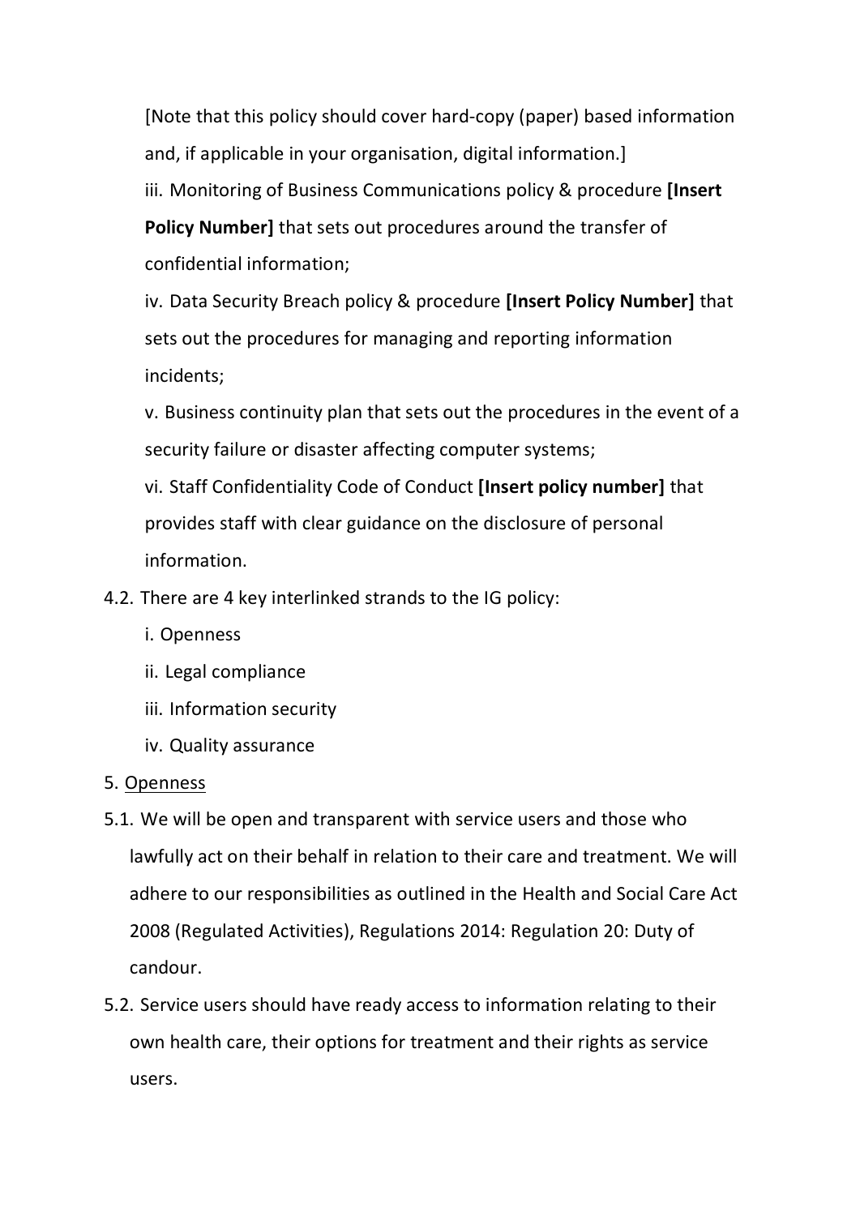[Note that this policy should cover hard-copy (paper) based information and, if applicable in your organisation, digital information.]

iii. Monitoring of Business Communications policy & procedure **[Insert Policy Number]** that sets out procedures around the transfer of confidential information;

iv. Data Security Breach policy & procedure **[Insert Policy Number]** that sets out the procedures for managing and reporting information incidents;

v. Business continuity plan that sets out the procedures in the event of a security failure or disaster affecting computer systems;

vi. Staff Confidentiality Code of Conduct **[Insert policy number]** that provides staff with clear guidance on the disclosure of personal information.

4.2. There are 4 key interlinked strands to the IG policy:

i. Openness

ii. Legal compliance

iii. Information security

iv. Quality assurance

5. <u>Openness</u>

5.1. We will be open and transparent with service users and those who lawfully act on their behalf in relation to their care and treatment. We will adhere to our responsibilities as outlined in the Health and Social Care Act 2008 (Regulated Activities), Regulations 2014: Regulation 20: Duty of candour.

5.2. Service users should have ready access to information relating to their own health care, their options for treatment and their rights as service users.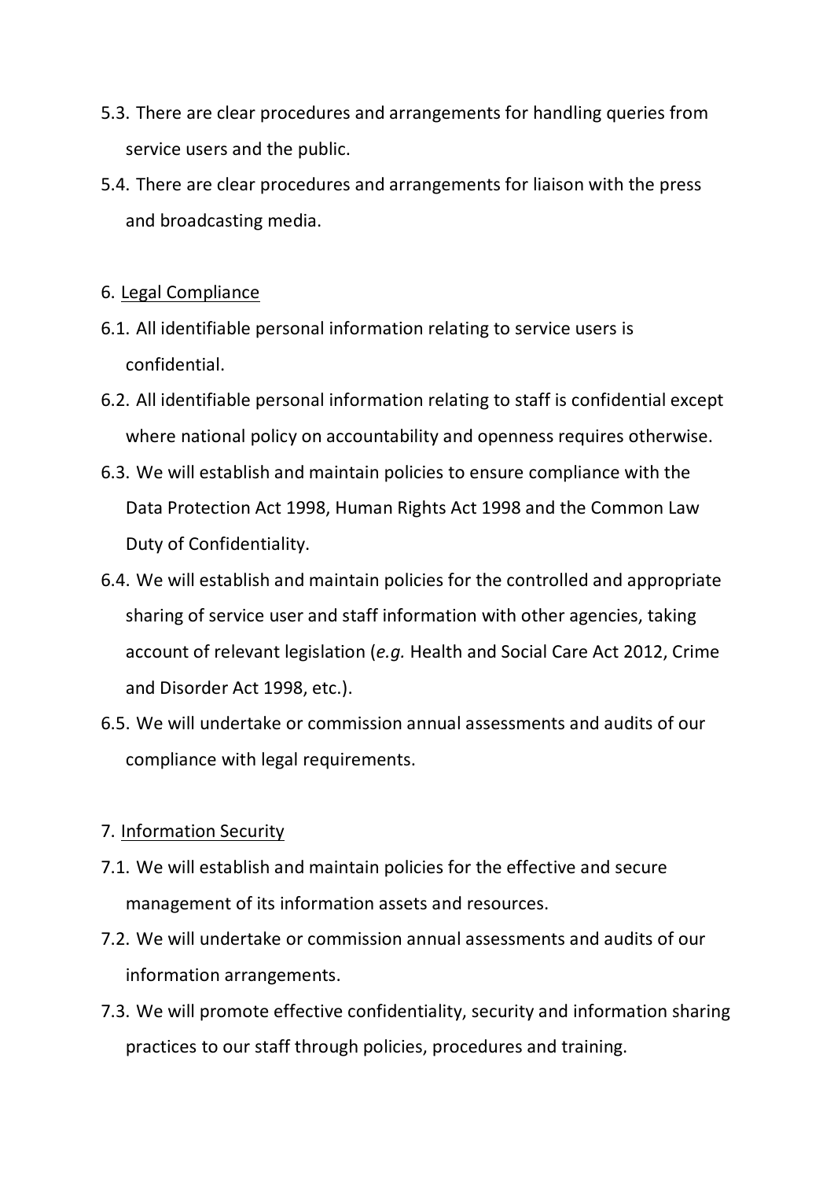5.3. There are clear procedures and arrangements for handling queries from service users and the public.

5.4. There are clear procedures and arrangements for liaison with the press and broadcasting media.

6. <u>Legal Compliance</u>

6.1. All identifiable personal information relating to service users is confidential.

6.2. All identifiable personal information relating to staff is confidential except where national policy on accountability and openness requires otherwise.

6.3. We will establish and maintain policies to ensure compliance with the Data Protection Act 1998, Human Rights Act 1998 and the Common Law Duty of Confidentiality.

6.4. We will establish and maintain policies for the controlled and appropriate sharing of service user and staff information with other agencies, taking account of relevant legislation (*e.g.* Health and Social Care Act 2012, Crime and Disorder Act 1998, etc.).

6.5. We will undertake or commission annual assessments and audits of our compliance with legal requirements.

7. <u>Information Security</u>

7.1. We will establish and maintain policies for the effective and secure management of its information assets and resources.

7.2. We will undertake or commission annual assessments and audits of our information arrangements.

7.3. We will promote effective confidentiality, security and information sharing practices to our staff through policies, procedures and training.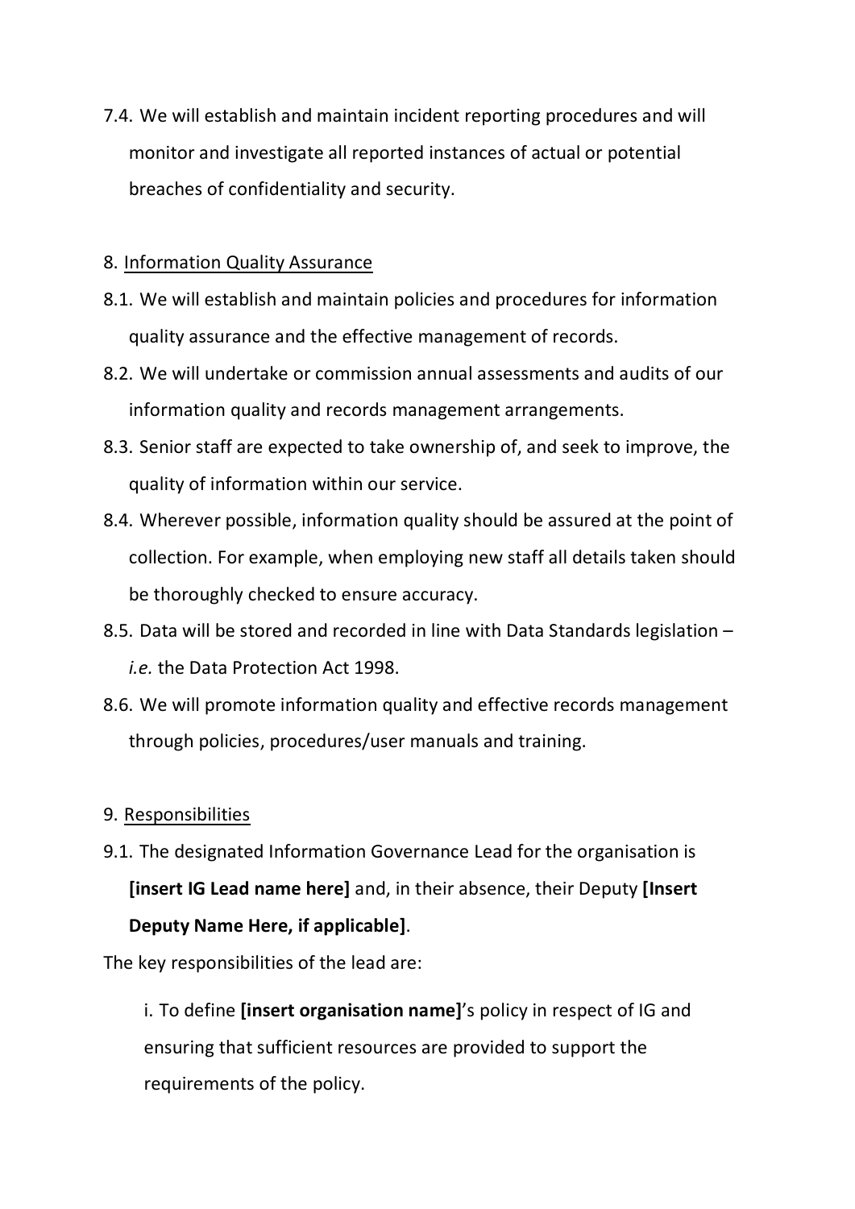7.4. We will establish and maintain incident reporting procedures and will monitor and investigate all reported instances of actual or potential breaches of confidentiality and security.

8. <u>Information Quality Assurance</u>

8.1. We will establish and maintain policies and procedures for information quality assurance and the effective management of records.

8.2. We will undertake or commission annual assessments and audits of our information quality and records management arrangements.

8.3. Senior staff are expected to take ownership of, and seek to improve, the quality of information within our service.

8.4. Wherever possible, information quality should be assured at the point of collection. For example, when employing new staff all details taken should be thoroughly checked to ensure accuracy.

8.5. Data will be stored and recorded in line with Data Standards legislation – *i.e.* the Data Protection Act 1998.

8.6. We will promote information quality and effective records management through policies, procedures/user manuals and training.

9. <u>Responsibilities</u>

9.1. The designated Information Governance Lead for the organisation is **[insert IG Lead name here]** and, in their absence, their Deputy **[Insert Deputy Name Here, if applicable]**.

The key responsibilities of the lead are:

i. To define **[insert organisation name]**'s policy in respect of IG and ensuring that sufficient resources are provided to support the requirements of the policy.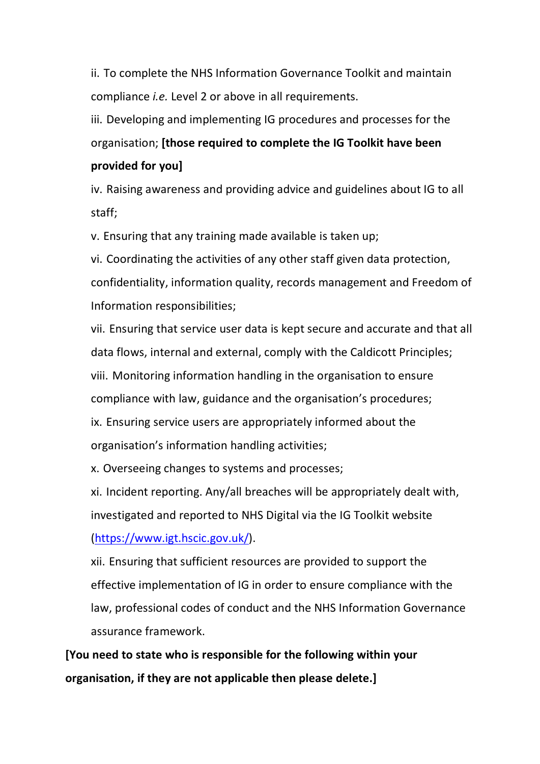ii. To complete the NHS Information Governance Toolkit and maintain compliance *i.e.* Level 2 or above in all requirements.

iii. Developing and implementing IG procedures and processes for the organisation; **[those required to complete the IG Toolkit have been provided for you]**

iv. Raising awareness and providing advice and guidelines about IG to all staff;

v. Ensuring that any training made available is taken up;

vi. Coordinating the activities of any other staff given data protection, confidentiality, information quality, records management and Freedom of Information responsibilities;

vii. Ensuring that service user data is kept secure and accurate and that all data flows, internal and external, comply with the Caldicott Principles;

viii. Monitoring information handling in the organisation to ensure compliance with law, guidance and the organisation's procedures;

ix. Ensuring service users are appropriately informed about the organisation's information handling activities;

x. Overseeing changes to systems and processes;

xi. Incident reporting. Any/all breaches will be appropriately dealt with, investigated and reported to NHS Digital via the IG Toolkit website (https://www.igt.hscic.gov.uk/).

xii. Ensuring that sufficient resources are provided to support the effective implementation of IG in order to ensure compliance with the law, professional codes of conduct and the NHS Information Governance assurance framework.

**[You need to state who is responsible for the following within your organisation, if they are not applicable then please delete.]**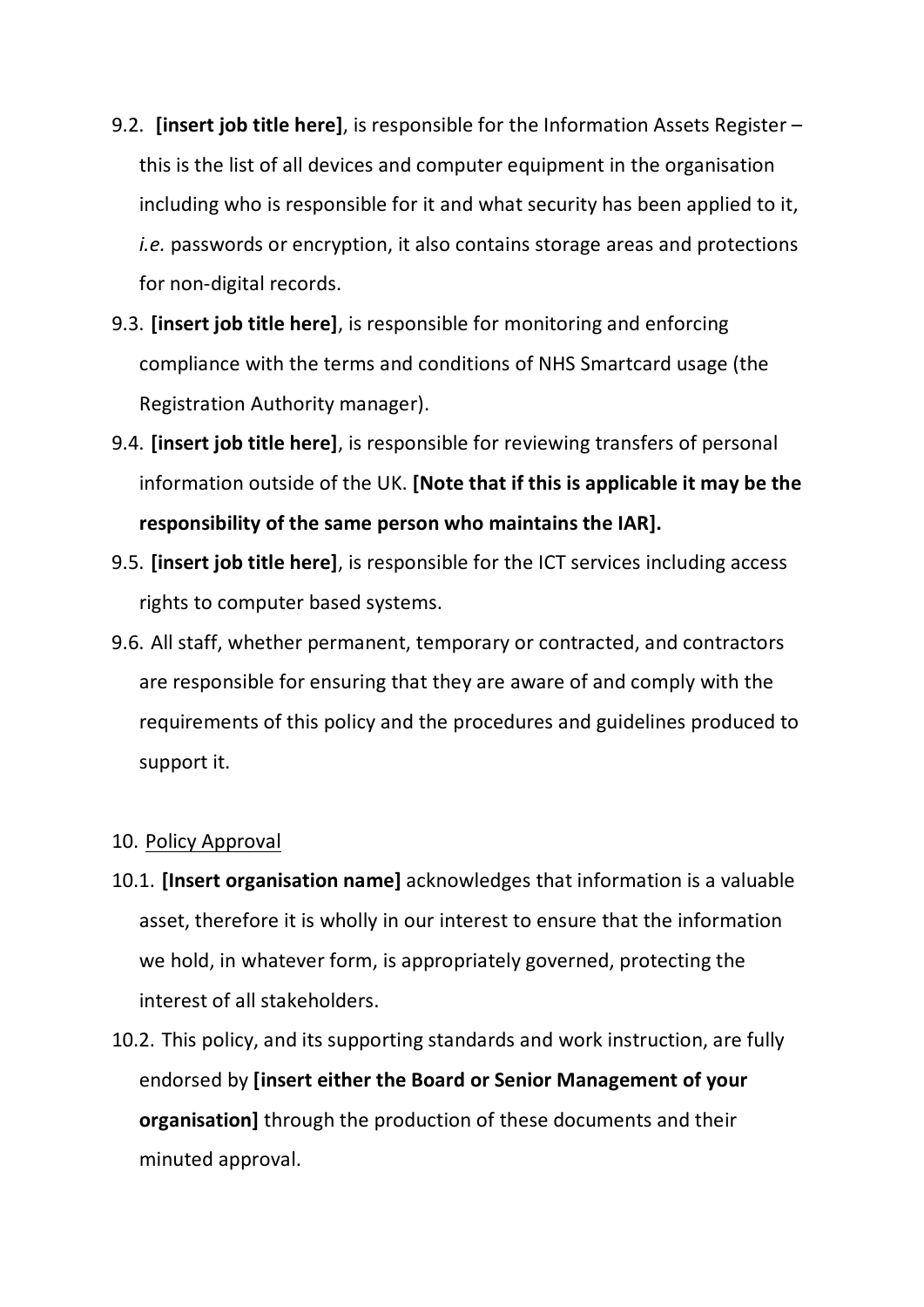9.2. **[insert job title here]**, is responsible for the Information Assets Register – this is the list of all devices and computer equipment in the organisation including who is responsible for it and what security has been applied to it, *i.e.* passwords or encryption, it also contains storage areas and protections for non-digital records.

9.3. **[insert job title here]**, is responsible for monitoring and enforcing compliance with the terms and conditions of NHS Smartcard usage (the Registration Authority manager).

9.4. **[insert job title here]**, is responsible for reviewing transfers of personal information outside of the UK. **[Note that if this is applicable it may be the responsibility of the same person who maintains the IAR].**

9.5. **[insert job title here]**, is responsible for the ICT services including access rights to computer based systems.

9.6. All staff, whether permanent, temporary or contracted, and contractors are responsible for ensuring that they are aware of and comply with the requirements of this policy and the procedures and guidelines produced to support it.

10. <u>Policy Approval</u>

10.1. **[Insert organisation name]** acknowledges that information is a valuable asset, therefore it is wholly in our interest to ensure that the information we hold, in whatever form, is appropriately governed, protecting the interest of all stakeholders.

10.2. This policy, and its supporting standards and work instruction, are fully endorsed by **[insert either the Board or Senior Management of your organisation]** through the production of these documents and their minuted approval.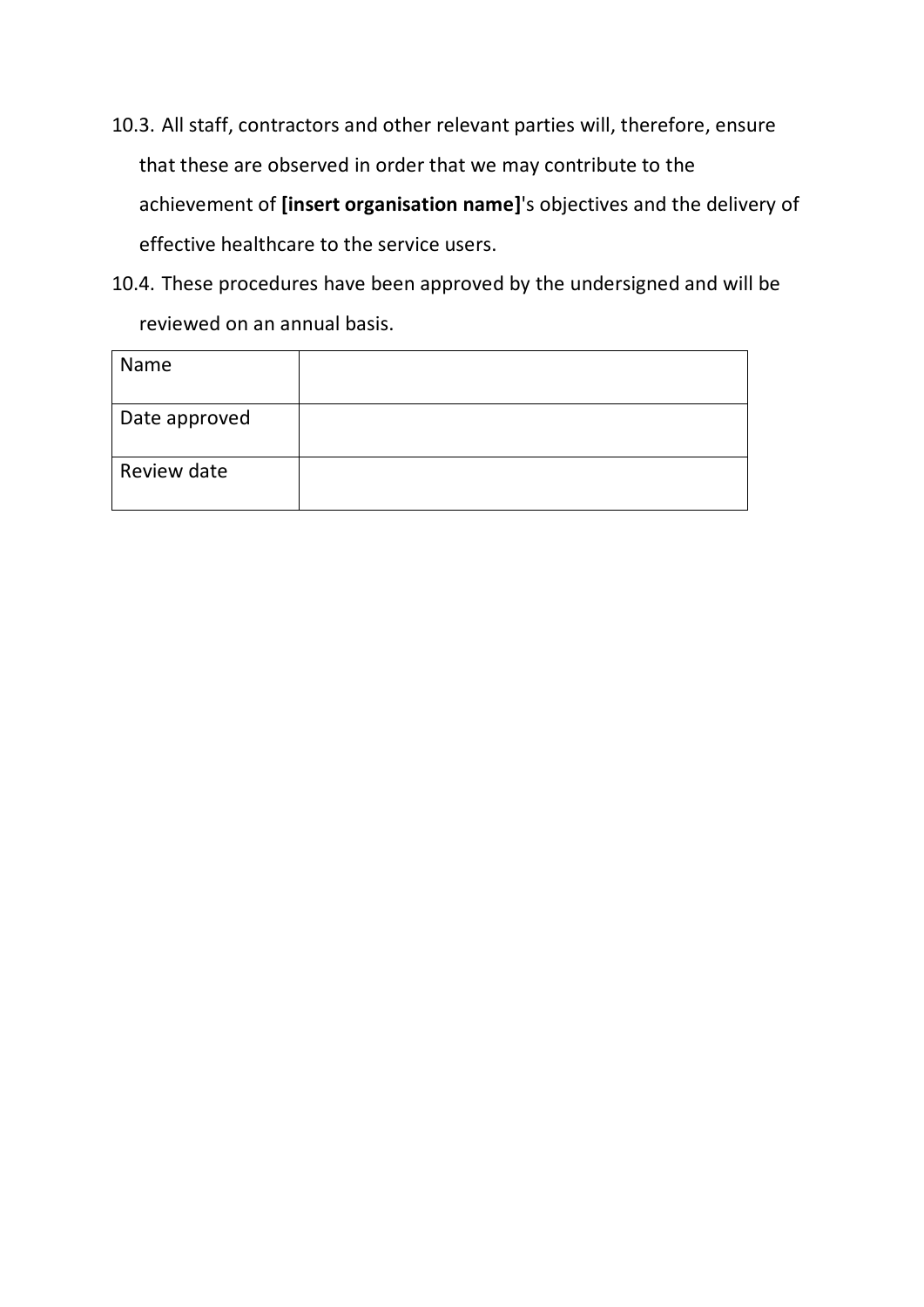10.3. All staff, contractors and other relevant parties will, therefore, ensure that these are observed in order that we may contribute to the achievement of **[insert organisation name]**'s objectives and the delivery of effective healthcare to the service users.

10.4. These procedures have been approved by the undersigned and will be reviewed on an annual basis.

| | |
|---|---|
| Name | |
| Date approved | |
| Review date | |